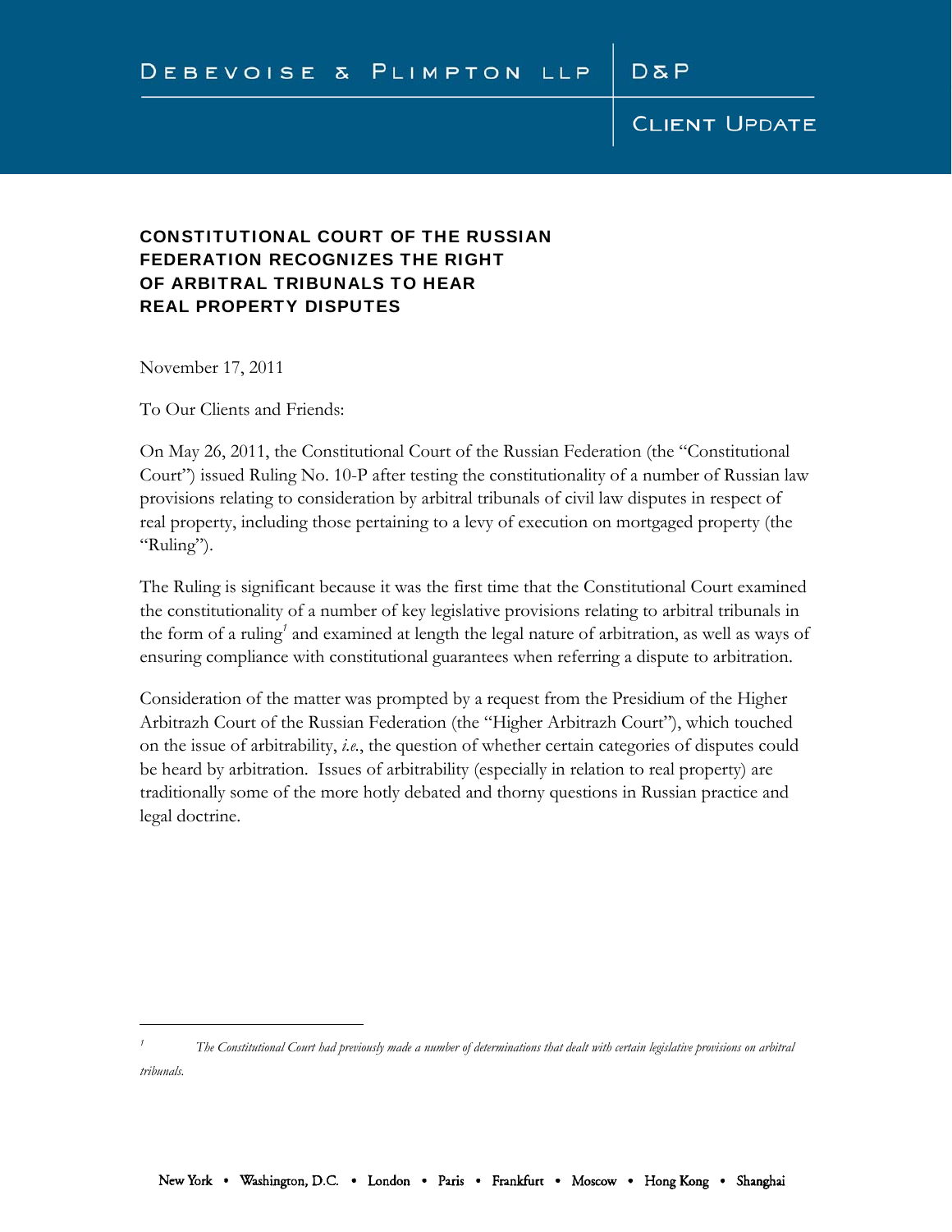DEBEVOISE & PLIMPTON LLP | D&P

CLIENT UPDATE

# CONSTITUTIONAL COURT OF THE RUSSIAN FEDERATION RECOGNIZES THE RIGHT OF ARBITRAL TRIBUNALS TO HEAR REAL PROPERTY DISPUTES

November 17, 2011

To Our Clients and Friends:

On May 26, 2011, the Constitutional Court of the Russian Federation (the "Constitutional Court") issued Ruling No. 10-P after testing the constitutionality of a number of Russian law provisions relating to consideration by arbitral tribunals of civil law disputes in respect of real property, including those pertaining to a levy of execution on mortgaged property (the "Ruling").

The Ruling is significant because it was the first time that the Constitutional Court examined the constitutionality of a number of key legislative provisions relating to arbitral tribunals in the form of a ruling[1] and examined at length the legal nature of arbitration, as well as ways of ensuring compliance with constitutional guarantees when referring a dispute to arbitration.

Consideration of the matter was prompted by a request from the Presidium of the Higher Arbitrazh Court of the Russian Federation (the "Higher Arbitrazh Court"), which touched on the issue of arbitrability, *i.e.*, the question of whether certain categories of disputes could be heard by arbitration. Issues of arbitrability (especially in relation to real property) are traditionally some of the more hotly debated and thorny questions in Russian practice and legal doctrine.

---

[1] *The Constitutional Court had previously made a number of determinations that dealt with certain legislative provisions on arbitral tribunals.*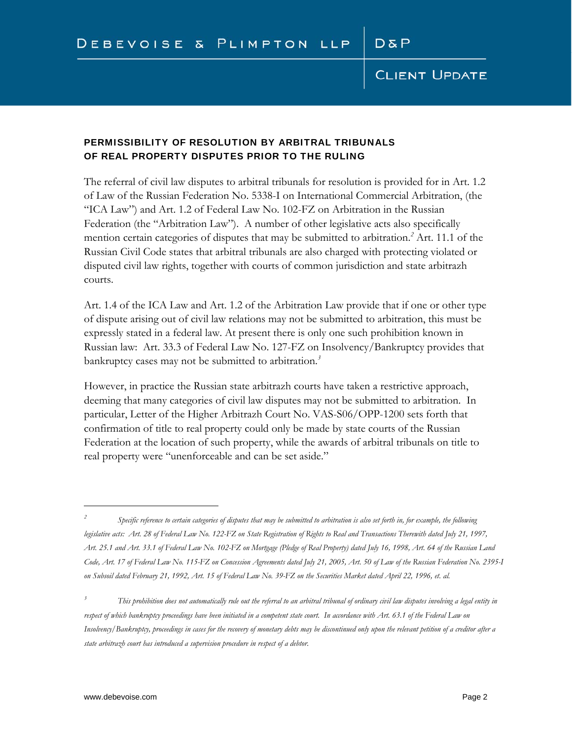## PERMISSIBILITY OF RESOLUTION BY ARBITRAL TRIBUNALS OF REAL PROPERTY DISPUTES PRIOR TO THE RULING

The referral of civil law disputes to arbitral tribunals for resolution is provided for in Art. 1.2 of Law of the Russian Federation No. 5338-I on International Commercial Arbitration, (the "ICA Law") and Art. 1.2 of Federal Law No. 102-FZ on Arbitration in the Russian Federation (the "Arbitration Law"). A number of other legislative acts also specifically mention certain categories of disputes that may be submitted to arbitration.[2] Art. 11.1 of the Russian Civil Code states that arbitral tribunals are also charged with protecting violated or disputed civil law rights, together with courts of common jurisdiction and state arbitrazh courts.

Art. 1.4 of the ICA Law and Art. 1.2 of the Arbitration Law provide that if one or other type of dispute arising out of civil law relations may not be submitted to arbitration, this must be expressly stated in a federal law. At present there is only one such prohibition known in Russian law: Art. 33.3 of Federal Law No. 127-FZ on Insolvency/Bankruptcy provides that bankruptcy cases may not be submitted to arbitration.[3]

However, in practice the Russian state arbitrazh courts have taken a restrictive approach, deeming that many categories of civil law disputes may not be submitted to arbitration. In particular, Letter of the Higher Arbitrazh Court No. VAS-S06/OPP-1200 sets forth that confirmation of title to real property could only be made by state courts of the Russian Federation at the location of such property, while the awards of arbitral tribunals on title to real property were "unenforceable and can be set aside."

---

[2] *Specific reference to certain categories of disputes that may be submitted to arbitration is also set forth in, for example, the following legislative acts: Art. 28 of Federal Law No. 122-FZ on State Registration of Rights to Real and Transactions Therewith dated July 21, 1997, Art. 25.1 and Art. 33.1 of Federal Law No. 102-FZ on Mortgage (Pledge of Real Property) dated July 16, 1998, Art. 64 of the Russian Land Code, Art. 17 of Federal Law No. 115-FZ on Concession Agreements dated July 21, 2005, Art. 50 of Law of the Russian Federation No. 2395-I on Subsoil dated February 21, 1992, Art. 15 of Federal Law No. 39-FZ on the Securities Market dated April 22, 1996, et. al.*

[3] *This prohibition does not automatically rule out the referral to an arbitral tribunal of ordinary civil law disputes involving a legal entity in respect of which bankruptcy proceedings have been initiated in a competent state court. In accordance with Art. 63.1 of the Federal Law on Insolvency/Bankruptcy, proceedings in cases for the recovery of monetary debts may be discontinued only upon the relevant petition of a creditor after a state arbitrazh court has introduced a supervision procedure in respect of a debtor.*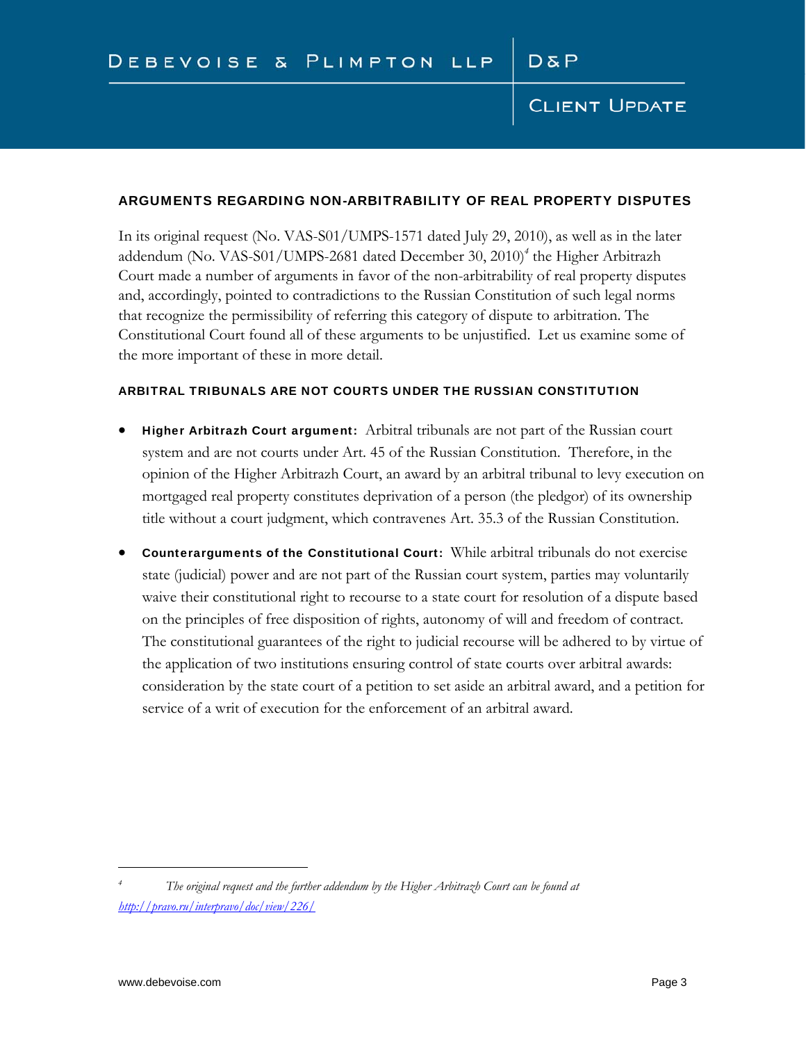## ARGUMENTS REGARDING NON-ARBITRABILITY OF REAL PROPERTY DISPUTES

In its original request (No. VAS-S01/UMPS-1571 dated July 29, 2010), as well as in the later addendum (No. VAS-S01/UMPS-2681 dated December 30, 2010)[4] the Higher Arbitrazh Court made a number of arguments in favor of the non-arbitrability of real property disputes and, accordingly, pointed to contradictions to the Russian Constitution of such legal norms that recognize the permissibility of referring this category of dispute to arbitration. The Constitutional Court found all of these arguments to be unjustified. Let us examine some of the more important of these in more detail.

### ARBITRAL TRIBUNALS ARE NOT COURTS UNDER THE RUSSIAN CONSTITUTION

- **Higher Arbitrazh Court argument:** Arbitral tribunals are not part of the Russian court system and are not courts under Art. 45 of the Russian Constitution. Therefore, in the opinion of the Higher Arbitrazh Court, an award by an arbitral tribunal to levy execution on mortgaged real property constitutes deprivation of a person (the pledgor) of its ownership title without a court judgment, which contravenes Art. 35.3 of the Russian Constitution.

- **Counterarguments of the Constitutional Court:** While arbitral tribunals do not exercise state (judicial) power and are not part of the Russian court system, parties may voluntarily waive their constitutional right to recourse to a state court for resolution of a dispute based on the principles of free disposition of rights, autonomy of will and freedom of contract. The constitutional guarantees of the right to judicial recourse will be adhered to by virtue of the application of two institutions ensuring control of state courts over arbitral awards: consideration by the state court of a petition to set aside an arbitral award, and a petition for service of a writ of execution for the enforcement of an arbitral award.

---

[4] *The original request and the further addendum by the Higher Arbitrazh Court can be found at* *http://pravo.ru/interpravo/doc/view/226/*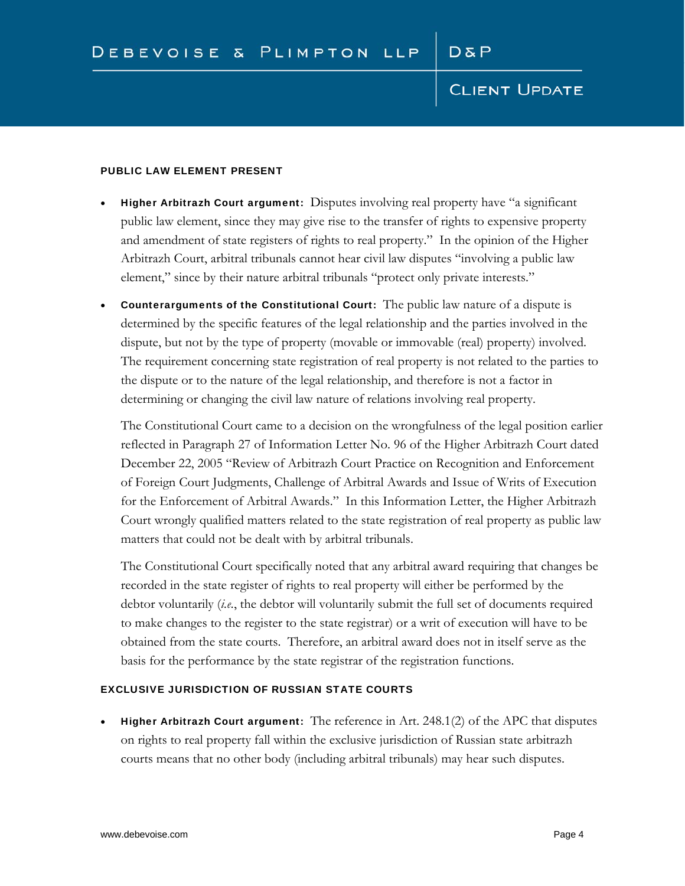#### PUBLIC LAW ELEMENT PRESENT

- **Higher Arbitrazh Court argument:** Disputes involving real property have "a significant public law element, since they may give rise to the transfer of rights to expensive property and amendment of state registers of rights to real property." In the opinion of the Higher Arbitrazh Court, arbitral tribunals cannot hear civil law disputes "involving a public law element," since by their nature arbitral tribunals "protect only private interests."

- **Counterarguments of the Constitutional Court:** The public law nature of a dispute is determined by the specific features of the legal relationship and the parties involved in the dispute, but not by the type of property (movable or immovable (real) property) involved. The requirement concerning state registration of real property is not related to the parties to the dispute or to the nature of the legal relationship, and therefore is not a factor in determining or changing the civil law nature of relations involving real property.

  The Constitutional Court came to a decision on the wrongfulness of the legal position earlier reflected in Paragraph 27 of Information Letter No. 96 of the Higher Arbitrazh Court dated December 22, 2005 "Review of Arbitrazh Court Practice on Recognition and Enforcement of Foreign Court Judgments, Challenge of Arbitral Awards and Issue of Writs of Execution for the Enforcement of Arbitral Awards." In this Information Letter, the Higher Arbitrazh Court wrongly qualified matters related to the state registration of real property as public law matters that could not be dealt with by arbitral tribunals.

  The Constitutional Court specifically noted that any arbitral award requiring that changes be recorded in the state register of rights to real property will either be performed by the debtor voluntarily (*i.e.*, the debtor will voluntarily submit the full set of documents required to make changes to the register to the state registrar) or a writ of execution will have to be obtained from the state courts. Therefore, an arbitral award does not in itself serve as the basis for the performance by the state registrar of the registration functions.

#### EXCLUSIVE JURISDICTION OF RUSSIAN STATE COURTS

- **Higher Arbitrazh Court argument:** The reference in Art. 248.1(2) of the APC that disputes on rights to real property fall within the exclusive jurisdiction of Russian state arbitrazh courts means that no other body (including arbitral tribunals) may hear such disputes.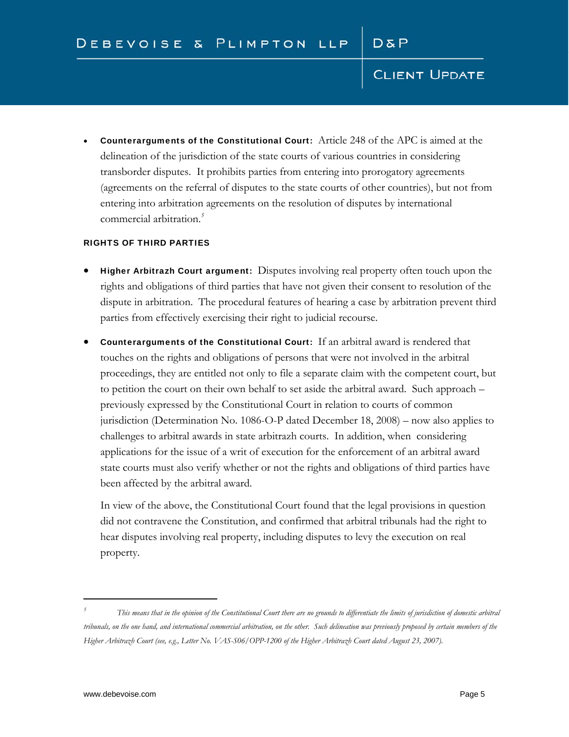- **Counterarguments of the Constitutional Court:** Article 248 of the APC is aimed at the delineation of the jurisdiction of the state courts of various countries in considering transborder disputes. It prohibits parties from entering into prorogatory agreements (agreements on the referral of disputes to the state courts of other countries), but not from entering into arbitration agreements on the resolution of disputes by international commercial arbitration.[5]

### RIGHTS OF THIRD PARTIES

- **Higher Arbitrazh Court argument:** Disputes involving real property often touch upon the rights and obligations of third parties that have not given their consent to resolution of the dispute in arbitration. The procedural features of hearing a case by arbitration prevent third parties from effectively exercising their right to judicial recourse.

- **Counterarguments of the Constitutional Court:** If an arbitral award is rendered that touches on the rights and obligations of persons that were not involved in the arbitral proceedings, they are entitled not only to file a separate claim with the competent court, but to petition the court on their own behalf to set aside the arbitral award. Such approach – previously expressed by the Constitutional Court in relation to courts of common jurisdiction (Determination No. 1086-O-P dated December 18, 2008) – now also applies to challenges to arbitral awards in state arbitrazh courts. In addition, when considering applications for the issue of a writ of execution for the enforcement of an arbitral award state courts must also verify whether or not the rights and obligations of third parties have been affected by the arbitral award.

  In view of the above, the Constitutional Court found that the legal provisions in question did not contravene the Constitution, and confirmed that arbitral tribunals had the right to hear disputes involving real property, including disputes to levy the execution on real property.

---

[5] *This means that in the opinion of the Constitutional Court there are no grounds to differentiate the limits of jurisdiction of domestic arbitral tribunals, on the one hand, and international commercial arbitration, on the other. Such delineation was previously proposed by certain members of the Higher Arbitrazh Court (see, e.g., Letter No. VAS-S06/OPP-1200 of the Higher Arbitrazh Court dated August 23, 2007).*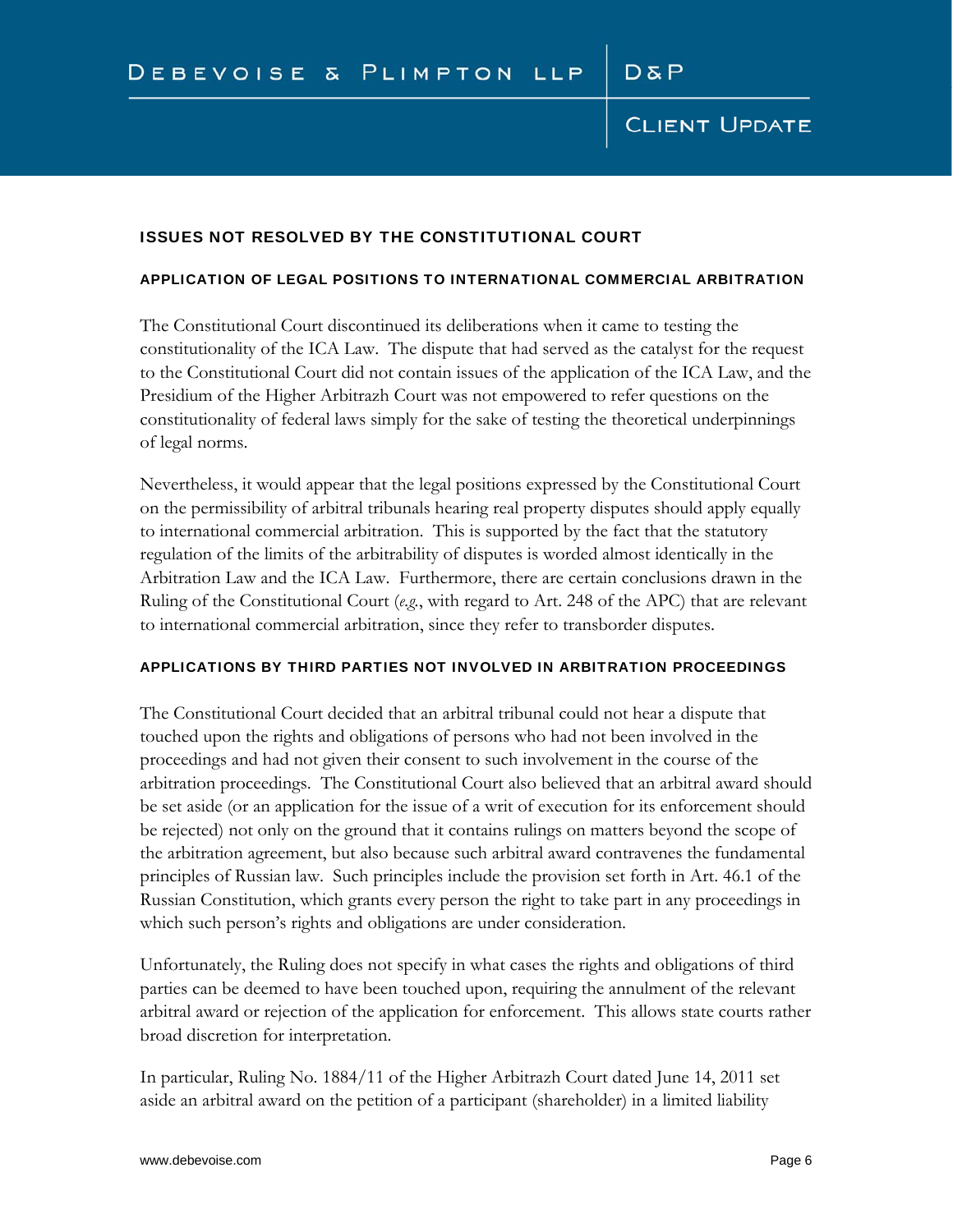## ISSUES NOT RESOLVED BY THE CONSTITUTIONAL COURT

### APPLICATION OF LEGAL POSITIONS TO INTERNATIONAL COMMERCIAL ARBITRATION

The Constitutional Court discontinued its deliberations when it came to testing the constitutionality of the ICA Law. The dispute that had served as the catalyst for the request to the Constitutional Court did not contain issues of the application of the ICA Law, and the Presidium of the Higher Arbitrazh Court was not empowered to refer questions on the constitutionality of federal laws simply for the sake of testing the theoretical underpinnings of legal norms.

Nevertheless, it would appear that the legal positions expressed by the Constitutional Court on the permissibility of arbitral tribunals hearing real property disputes should apply equally to international commercial arbitration. This is supported by the fact that the statutory regulation of the limits of the arbitrability of disputes is worded almost identically in the Arbitration Law and the ICA Law. Furthermore, there are certain conclusions drawn in the Ruling of the Constitutional Court (*e.g.*, with regard to Art. 248 of the APC) that are relevant to international commercial arbitration, since they refer to transborder disputes.

### APPLICATIONS BY THIRD PARTIES NOT INVOLVED IN ARBITRATION PROCEEDINGS

The Constitutional Court decided that an arbitral tribunal could not hear a dispute that touched upon the rights and obligations of persons who had not been involved in the proceedings and had not given their consent to such involvement in the course of the arbitration proceedings. The Constitutional Court also believed that an arbitral award should be set aside (or an application for the issue of a writ of execution for its enforcement should be rejected) not only on the ground that it contains rulings on matters beyond the scope of the arbitration agreement, but also because such arbitral award contravenes the fundamental principles of Russian law. Such principles include the provision set forth in Art. 46.1 of the Russian Constitution, which grants every person the right to take part in any proceedings in which such person's rights and obligations are under consideration.

Unfortunately, the Ruling does not specify in what cases the rights and obligations of third parties can be deemed to have been touched upon, requiring the annulment of the relevant arbitral award or rejection of the application for enforcement. This allows state courts rather broad discretion for interpretation.

In particular, Ruling No. 1884/11 of the Higher Arbitrazh Court dated June 14, 2011 set aside an arbitral award on the petition of a participant (shareholder) in a limited liability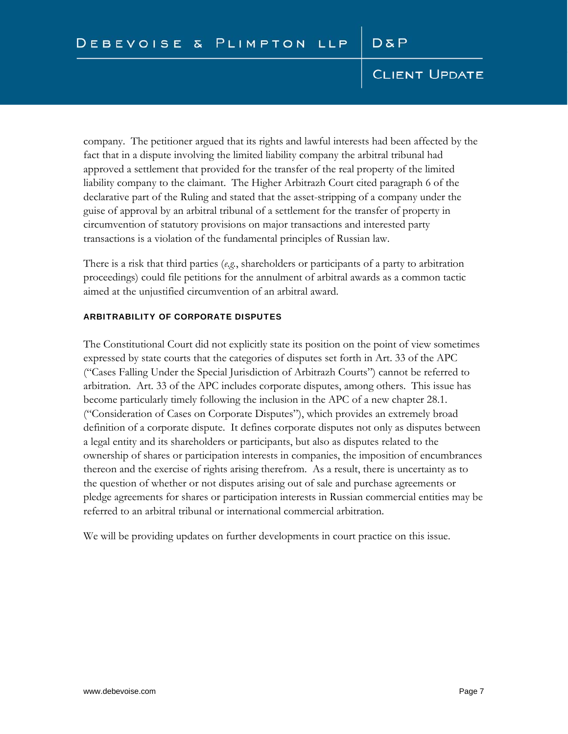company. The petitioner argued that its rights and lawful interests had been affected by the fact that in a dispute involving the limited liability company the arbitral tribunal had approved a settlement that provided for the transfer of the real property of the limited liability company to the claimant. The Higher Arbitrazh Court cited paragraph 6 of the declarative part of the Ruling and stated that the asset-stripping of a company under the guise of approval by an arbitral tribunal of a settlement for the transfer of property in circumvention of statutory provisions on major transactions and interested party transactions is a violation of the fundamental principles of Russian law.

There is a risk that third parties (*e.g.*, shareholders or participants of a party to arbitration proceedings) could file petitions for the annulment of arbitral awards as a common tactic aimed at the unjustified circumvention of an arbitral award.

**ARBITRABILITY OF CORPORATE DISPUTES**

The Constitutional Court did not explicitly state its position on the point of view sometimes expressed by state courts that the categories of disputes set forth in Art. 33 of the APC ("Cases Falling Under the Special Jurisdiction of Arbitrazh Courts") cannot be referred to arbitration. Art. 33 of the APC includes corporate disputes, among others. This issue has become particularly timely following the inclusion in the APC of a new chapter 28.1. ("Consideration of Cases on Corporate Disputes"), which provides an extremely broad definition of a corporate dispute. It defines corporate disputes not only as disputes between a legal entity and its shareholders or participants, but also as disputes related to the ownership of shares or participation interests in companies, the imposition of encumbrances thereon and the exercise of rights arising therefrom. As a result, there is uncertainty as to the question of whether or not disputes arising out of sale and purchase agreements or pledge agreements for shares or participation interests in Russian commercial entities may be referred to an arbitral tribunal or international commercial arbitration.

We will be providing updates on further developments in court practice on this issue.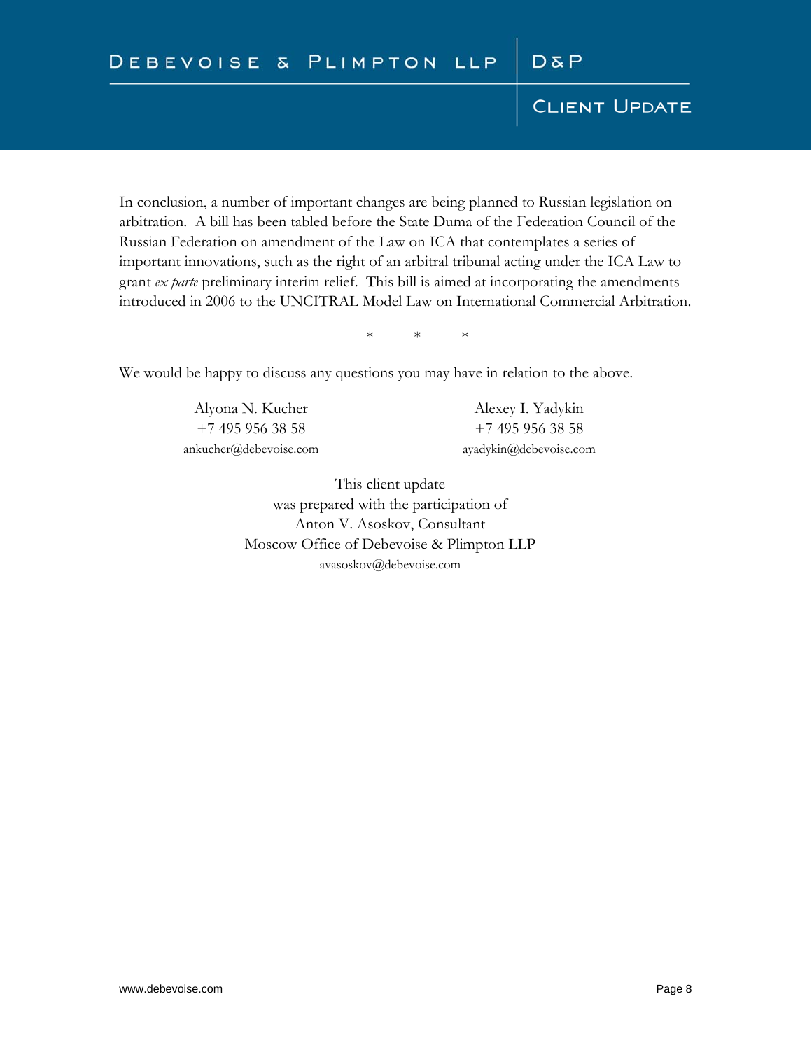In conclusion, a number of important changes are being planned to Russian legislation on arbitration. A bill has been tabled before the State Duma of the Federation Council of the Russian Federation on amendment of the Law on ICA that contemplates a series of important innovations, such as the right of an arbitral tribunal acting under the ICA Law to grant *ex parte* preliminary interim relief. This bill is aimed at incorporating the amendments introduced in 2006 to the UNCITRAL Model Law on International Commercial Arbitration.

\* \* \*

We would be happy to discuss any questions you may have in relation to the above.

Alyona N. Kucher
+7 495 956 38 58
ankucher@debevoise.com

Alexey I. Yadykin
+7 495 956 38 58
ayadykin@debevoise.com

This client update
was prepared with the participation of
Anton V. Asoskov, Consultant
Moscow Office of Debevoise & Plimpton LLP
avasoskov@debevoise.com